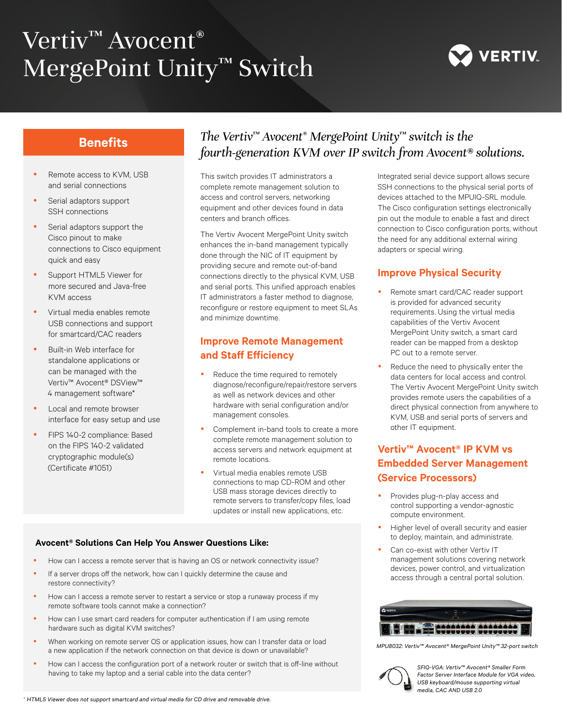# Vertiv™ Avocent® MergePoint Unity™ Switch

## Benefits

- Remote access to KVM, USB and serial connections
- Serial adaptors support SSH connections
- Serial adaptors support the Cisco pinout to make connections to Cisco equipment quick and easy
- Support HTML5 Viewer for more secured and Java-free KVM access
- Virtual media enables remote USB connections and support for smartcard/CAC readers
- Built-in Web interface for standalone applications or can be managed with the Vertiv™ Avocent® DSView™ 4 management software*
- Local and remote browser interface for easy setup and use
- FIPS 140-2 compliance: Based on the FIPS 140-2 validated cryptographic module(s) (Certificate #1051)

*The Vertiv™ Avocent® MergePoint Unity™ switch is the fourth-generation KVM over IP switch from Avocent® solutions.*

This switch provides IT administrators a complete remote management solution to access and control servers, networking equipment and other devices found in data centers and branch offices.

The Vertiv Avocent MergePoint Unity switch enhances the in-band management typically done through the NIC of IT equipment by providing secure and remote out-of-band connections directly to the physical KVM, USB and serial ports. This unified approach enables IT administrators a faster method to diagnose, reconfigure or restore equipment to meet SLAs and minimize downtime.

## Improve Remote Management and Staff Efficiency

- Reduce the time required to remotely diagnose/reconfigure/repair/restore servers as well as network devices and other hardware with serial configuration and/or management consoles.
- Complement in-band tools to create a more complete remote management solution to access servers and network equipment at remote locations.
- Virtual media enables remote USB connections to map CD-ROM and other USB mass storage devices directly to remote servers to transfer/copy files, load updates or install new applications, etc.

Integrated serial device support allows secure SSH connections to the physical serial ports of devices attached to the MPUIQ-SRL module. The Cisco configuration settings electronically pin out the module to enable a fast and direct connection to Cisco configuration ports, without the need for any additional external wiring adapters or special wiring.

## Improve Physical Security

- Remote smart card/CAC reader support is provided for advanced security requirements. Using the virtual media capabilities of the Vertiv Avocent MergePoint Unity switch, a smart card reader can be mapped from a desktop PC out to a remote server.
- Reduce the need to physically enter the data centers for local access and control. The Vertiv Avocent MergePoint Unity switch provides remote users the capabilities of a direct physical connection from anywhere to KVM, USB and serial ports of servers and other IT equipment.

## Vertiv™ Avocent® IP KVM vs Embedded Server Management (Service Processors)

- Provides plug-n-play access and control supporting a vendor-agnostic compute environment.
- Higher level of overall security and easier to deploy, maintain, and administrate.
- Can co-exist with other Vertiv IT management solutions covering network devices, power control, and virtualization access through a central portal solution.

*MPU8032: Vertiv™ Avocent® MergePoint Unity™ 32-port switch*

*SFIQ-VGA: Vertiv™ Avocent® Smaller Form Factor Server Interface Module for VGA video, USB keyboard/mouse supporting virtual media, CAC AND USB 2.0*

### Avocent® Solutions Can Help You Answer Questions Like:

- How can I access a remote server that is having an OS or network connectivity issue?
- If a server drops off the network, how can I quickly determine the cause and restore connectivity?
- How can I access a remote server to restart a service or stop a runaway process if my remote software tools cannot make a connection?
- How can I use smart card readers for computer authentication if I am using remote hardware such as digital KVM switches?
- When working on remote server OS or application issues, how can I transfer data or load a new application if the network connection on that device is down or unavailable?
- How can I access the configuration port of a network router or switch that is off-line without having to take my laptop and a serial cable into the data center?

*\* HTML5 Viewer does not support smartcard and virtual media for CD drive and removable drive.*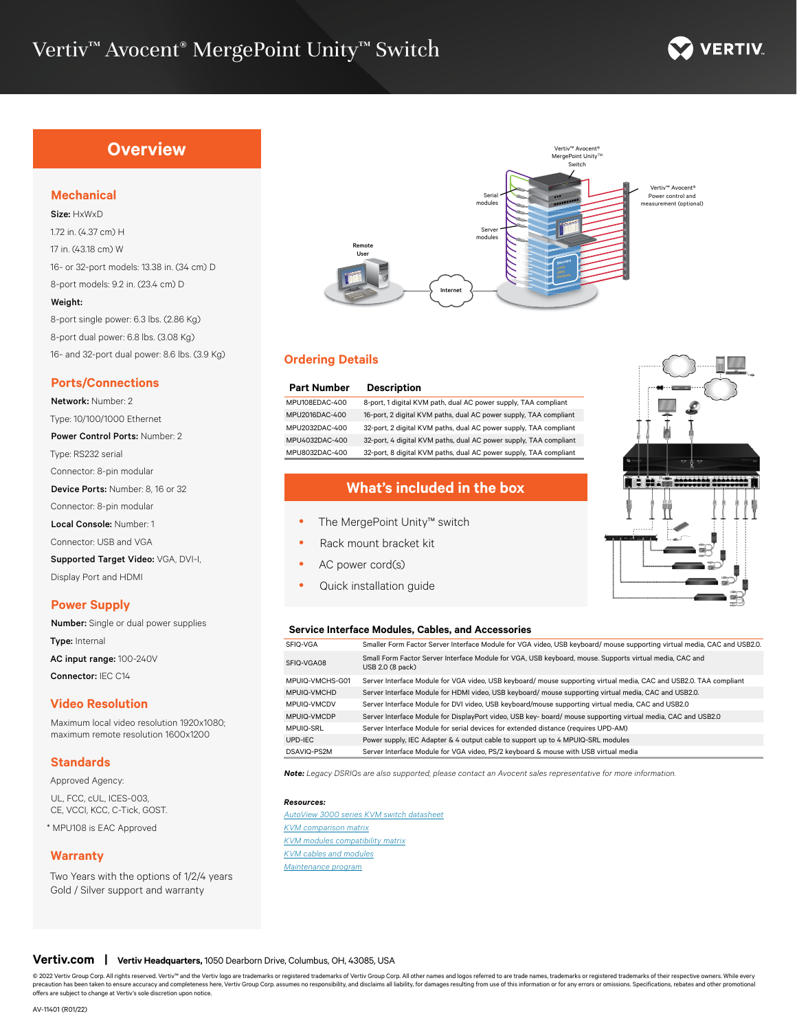# Vertiv™ Avocent® MergePoint Unity™ Switch

## Overview

### Mechanical

**Size:** HxWxD

1.72 in. (4.37 cm) H

17 in. (43.18 cm) W

16- or 32-port models: 13.38 in. (34 cm) D

8-port models: 9.2 in. (23.4 cm) D

**Weight:**

8-port single power: 6.3 lbs. (2.86 Kg)

8-port dual power: 6.8 lbs. (3.08 Kg)

16- and 32-port dual power: 8.6 lbs. (3.9 Kg)

### Ports/Connections

**Network:** Number: 2

Type: 10/100/1000 Ethernet

**Power Control Ports:** Number: 2

Type: RS232 serial

Connector: 8-pin modular

**Device Ports:** Number: 8, 16 or 32

Connector: 8-pin modular

**Local Console:** Number: 1

Connector: USB and VGA

**Supported Target Video:** VGA, DVI-I, Display Port and HDMI

### Power Supply

**Number:** Single or dual power supplies

**Type:** Internal

**AC input range:** 100-240V

**Connector:** IEC C14

### Video Resolution

Maximum local video resolution 1920x1080; maximum remote resolution 1600x1200

### Standards

Approved Agency:

UL, FCC, cUL, ICES-003, CE, VCCI, KCC, C-Tick, GOST.

* MPU108 is EAC Approved

### Warranty

Two Years with the options of 1/2/4 years Gold / Silver support and warranty

Vertiv™ Avocent® MergePoint Unity™ Switch

Serial modules

Server modules

Remote User

Internet

Vertiv™ Avocent® Power control and measurement (optional)

## Ordering Details

| Part Number | Description |
|---|---|
| MPU108EDAC-400 | 8-port, 1 digital KVM path, dual AC power supply, TAA compliant |
| MPU2016DAC-400 | 16-port, 2 digital KVM paths, dual AC power supply, TAA compliant |
| MPU2032DAC-400 | 32-port, 2 digital KVM paths, dual AC power supply, TAA compliant |
| MPU4032DAC-400 | 32-port, 4 digital KVM paths, dual AC power supply, TAA compliant |
| MPU8032DAC-400 | 32-port, 8 digital KVM paths, dual AC power supply, TAA compliant |

## What's included in the box

- The MergePoint Unity™ switch
- Rack mount bracket kit
- AC power cord(s)
- Quick installation guide

### Service Interface Modules, Cables, and Accessories

| | |
|---|---|
| SFIQ-VGA | Smaller Form Factor Server Interface Module for VGA video, USB keyboard/ mouse supporting virtual media, CAC and USB2.0. |
| SFIQ-VGA08 | Small Form Factor Server Interface Module for VGA, USB keyboard, mouse. Supports virtual media, CAC and USB 2.0 (8 pack) |
| MPUIQ-VMCHS-G01 | Server Interface Module for VGA video, USB keyboard/ mouse supporting virtual media, CAC and USB2.0. TAA compliant |
| MPUIQ-VMCHD | Server Interface Module for HDMI video, USB keyboard/ mouse supporting virtual media, CAC and USB2.0. |
| MPUIQ-VMCDV | Server Interface Module for DVI video, USB keyboard/mouse supporting virtual media, CAC and USB2.0 |
| MPUIQ-VMCDP | Server Interface Module for DisplayPort video, USB key- board/ mouse supporting virtual media, CAC and USB2.0 |
| MPUIQ-SRL | Server Interface Module for serial devices for extended distance (requires UPD-AM) |
| UPD-IEC | Power supply, IEC Adapter & 4 output cable to support up to 4 MPUIQ-SRL modules |
| DSAVIQ-PS2M | Server Interface Module for VGA video, PS/2 keyboard & mouse with USB virtual media |

***Note:*** *Legacy DSRIQs are also supported, please contact an Avocent sales representative for more information.*

***Resources:***

*AutoView 3000 series KVM switch datasheet*

*KVM comparison matrix*

*KVM modules compatibility matrix*

*KVM cables and modules*

*Maintenance program*

**Vertiv.com** | **Vertiv Headquarters,** 1050 Dearborn Drive, Columbus, OH, 43085, USA

© 2022 Vertiv Group Corp. All rights reserved. Vertiv™ and the Vertiv logo are trademarks or registered trademarks of Vertiv Group Corp. All other names and logos referred to are trade names, trademarks or registered trademarks of their respective owners. While every precaution has been taken to ensure accuracy and completeness here, Vertiv Group Corp. assumes no responsibility, and disclaims all liability, for damages resulting from use of this information or for any errors or omissions. Specifications, rebates and other promotional offers are subject to change at Vertiv's sole discretion upon notice.

AV-11401 (R01/22)